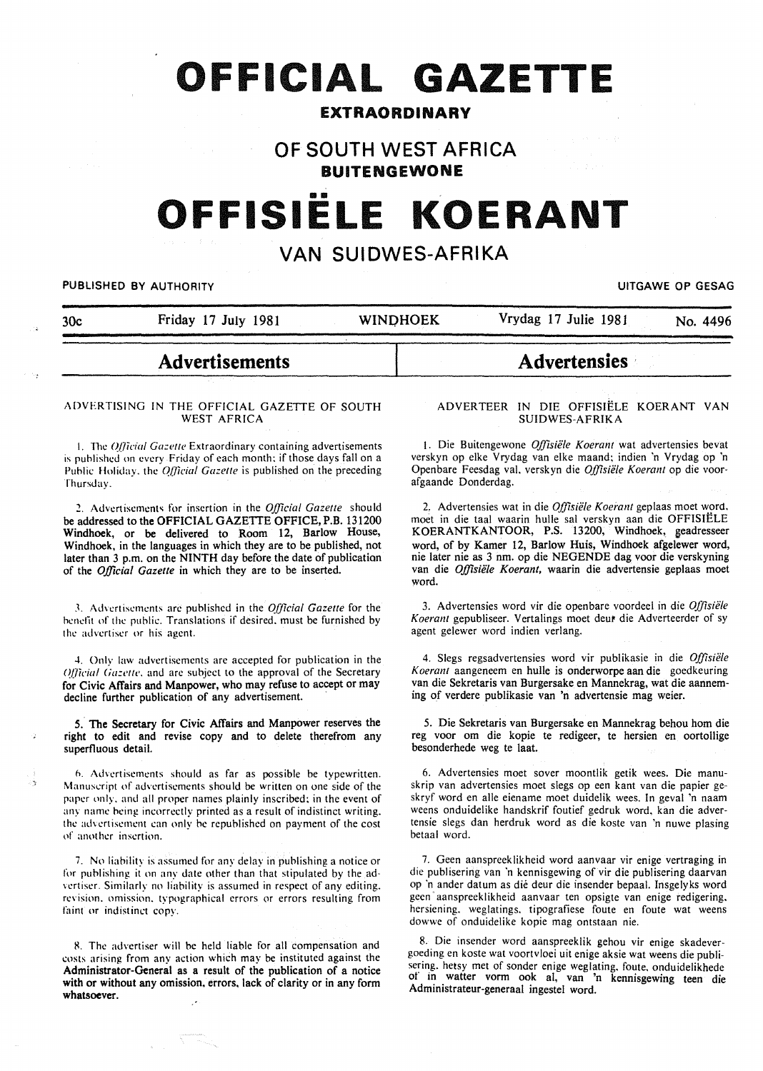# OFFICIAL GAZETTE

**EXTRAORDINARY**

## OF SOUTH WEST AFRICA

**BUITENGEWONE**

# OFFISIËLE KOERANT

## VAN SUIDWES-AFRIKA

PUBLISHED BY AUTHORITY — UITGAWE OP GESAG

30c — Friday 17 July 1981 — WINDHOEK — Vrydag 17 Julie 1981 — No. 4496

## Advertisements

### ADVERTISING IN THE OFFICIAL GAZETTE OF SOUTH WEST AFRICA

1. The *Official Gazette* Extraordinary containing advertisements is published on every Friday of each month; if those days fall on a Public Holiday, the *Official Gazette* is published on the preceding Thursday.

2. Advertisements for insertion in the *Official Gazette* should be addressed to the OFFICIAL GAZETTE OFFICE, P.B. 131200 Windhoek, or be delivered to Room 12, Barlow House, Windhoek, in the languages in which they are to be published, not later than 3 p.m. on the NINTH day before the date of publication of the *Official Gazette* in which they are to be inserted.

3. Advertisements are published in the *Official Gazette* for the benefit of the public. Translations if desired, must be furnished by the advertiser or his agent.

4. Only law advertisements are accepted for publication in the *Official Gazette*, and are subject to the approval of the Secretary for Civic Affairs and Manpower, who may refuse to accept or may decline further publication of any advertisement.

5. The Secretary for Civic Affairs and Manpower reserves the right to edit and revise copy and to delete therefrom any superfluous detail.

6. Advertisements should as far as possible be typewritten. Manuscript of advertisements should be written on one side of the paper only, and all proper names plainly inscribed; in the event of any name being incorrectly printed as a result of indistinct writing, the advertisement can only be republished on payment of the cost of another insertion.

7. No liability is assumed for any delay in publishing a notice or for publishing it on any date other than that stipulated by the advertiser. Similarly no liability is assumed in respect of any editing, revision, omission, typographical errors or errors resulting from faint or indistinct copy.

8. The advertiser will be held liable for all compensation and costs arising from any action which may be instituted against the Administrator-General as a result of the publication of a notice with or without any omission, errors, lack of clarity or in any form whatsoever.

## Advertensies

### ADVERTEER IN DIE OFFISIËLE KOERANT VAN SUIDWES-AFRIKA

1. Die Buitengewone *Offisiële Koerant* wat advertensies bevat verskyn op elke Vrydag van elke maand; indien 'n Vrydag op 'n Openbare Feesdag val, verskyn die *Offisiële Koerant* op die voorafgaande Donderdag.

2. Advertensies wat in die *Offisiële Koerant* geplaas moet word, moet in die taal waarin hulle sal verskyn aan die OFFISIËLE KOERANTKANTOOR, P.S. 13200, Windhoek, geadresseer word, of by Kamer 12, Barlow Huis, Windhoek afgelewer word, nie later nie as 3 nm. op die NEGENDE dag voor die verskyning van die *Offisiële Koerant*, waarin die advertensie geplaas moet word.

3. Advertensies word vir die openbare voordeel in die *Offisiële Koerant* gepubliseer. Vertalings moet deur die Adverteerder of sy agent gelewer word indien verlang.

4. Slegs regsadvertensies word vir publikasie in die *Offisiële Koerant* aangeneem en hulle is onderworpe aan die goedkeuring van die Sekretaris van Burgersake en Mannekrag, wat die aanneming of verdere publikasie van 'n advertensie mag weier.

5. Die Sekretaris van Burgersake en Mannekrag behou hom die reg voor om die kopie te redigeer, te hersien en oortollige besonderhede weg te laat.

6. Advertensies moet sover moontlik getik wees. Die manuskrip van advertensies moet slegs op een kant van die papier geskryf word en alle eiename moet duidelik wees. In geval 'n naam weens onduidelike handskrif foutief gedruk word, kan die advertensie slegs dan herdruk word as die koste van 'n nuwe plasing betaal word.

7. Geen aanspreeklikheid word aanvaar vir enige vertraging in die publisering van 'n kennisgewing of vir die publisering daarvan op 'n ander datum as dié deur die insender bepaal. Insgelyks word geen aanspreeklikheid aanvaar ten opsigte van enige redigering, hersiening, weglatings, tipografiese foute en foute wat weens dowwe of onduidelike kopie mag ontstaan nie.

8. Die insender word aanspreeklik gehou vir enige skadevergoeding en koste wat voortvloei uit enige aksie wat weens die publisering, hetsy met of sonder enige weglating, foute, onduidelikhede of in watter vorm ook al, van 'n kennisgewing teen die Administrateur-generaal ingestel word.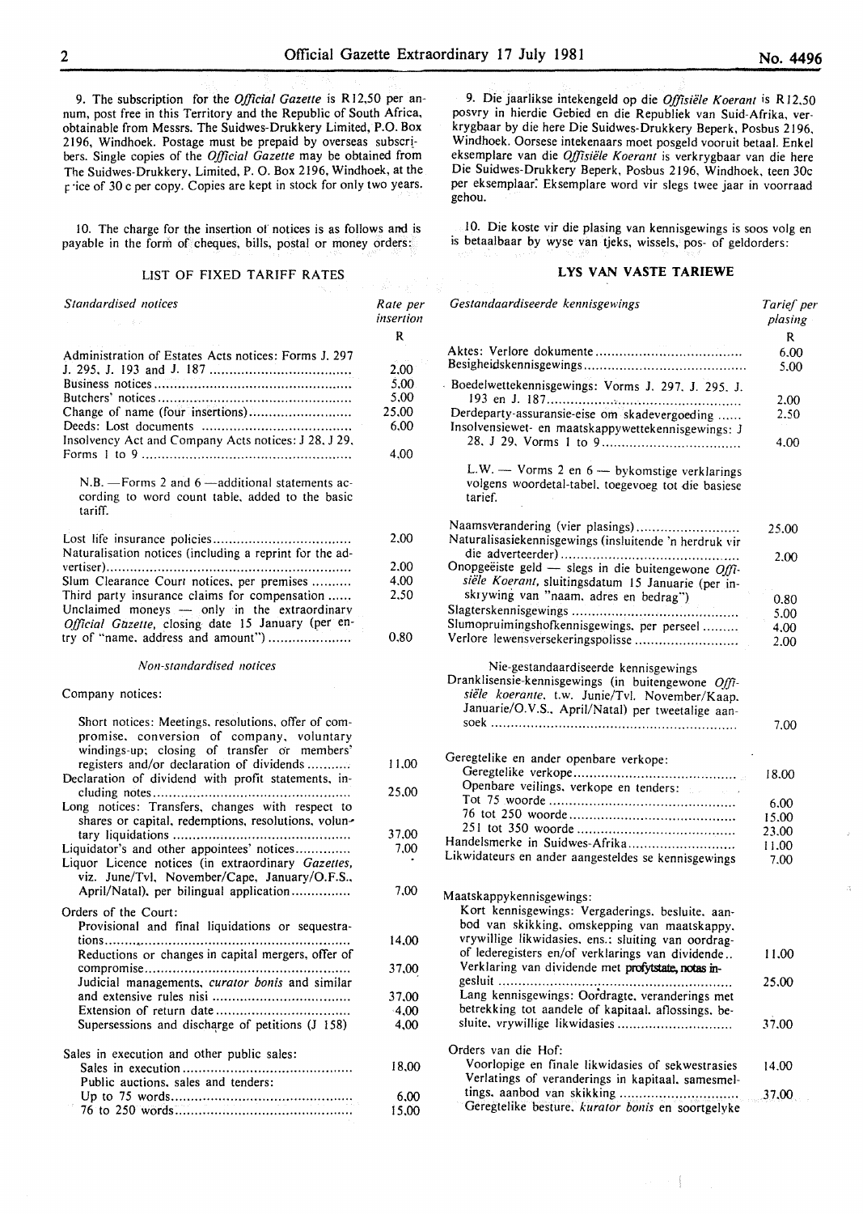9. The subscription for the *Official Gazette* is R12,50 per annum, post free in this Territory and the Republic of South Africa, obtainable from Messrs. The Suidwes-Drukkery Limited, P.O. Box 2196, Windhoek. Postage must be prepaid by overseas subscribers. Single copies of the *Official Gazette* may be obtained from The Suidwes-Drukkery, Limited, P. O. Box 2196, Windhoek, at the price of 30 c per copy. Copies are kept in stock for only two years.

10. The charge for the insertion of notices is as follows and is payable in the form of cheques, bills, postal or money orders:

## LIST OF FIXED TARIFF RATES

| *Standardised notices* | *Rate per insertion* |
|---|---|
| | R |
| Administration of Estates Acts notices: Forms J. 297 J. 295, J. 193 and J. 187 | 2.00 |
| Business notices | 5.00 |
| Butchers' notices | 5.00 |
| Change of name (four insertions) | 25.00 |
| Deeds: Lost documents | 6.00 |
| Insolvency Act and Company Acts notices: J 28, J 29, Forms 1 to 9 | 4.00 |
| N.B. —Forms 2 and 6 —additional statements according to word count table, added to the basic tariff. | |
| Lost life insurance policies | 2.00 |
| Naturalisation notices (including a reprint for the advertiser) | 2.00 |
| Slum Clearance Court notices, per premises | 4.00 |
| Third party insurance claims for compensation | 2.50 |
| Unclaimed moneys — only in the extraordinary *Official Gazette*, closing date 15 January (per entry of "name, address and amount") | 0.80 |

*Non-standardised notices*

| Company notices: | |
|---|---|
| Short notices: Meetings, resolutions, offer of compromise, conversion of company, voluntary windings-up; closing of transfer or members' registers and/or declaration of dividends | 11.00 |
| Declaration of dividend with profit statements, including notes | 25.00 |
| Long notices: Transfers, changes with respect to shares or capital, redemptions, resolutions, voluntary liquidations | 37.00 |
| Liquidator's and other appointees' notices | 7.00 |
| Liquor Licence notices (in extraordinary *Gazettes*, viz. June/Tvl, November/Cape, January/O.F.S., April/Natal), per bilingual application | 7.00 |
| Orders of the Court: | |
| Provisional and final liquidations or sequestrations | 14.00 |
| Reductions or changes in capital mergers, offer of compromise | 37.00 |
| Judicial managements, *curator bonis* and similar and extensive rules nisi | 37.00 |
| Extension of return date | 4.00 |
| Supersessions and discharge of petitions (J 158) | 4.00 |
| Sales in execution and other public sales: | |
| Sales in execution | 18.00 |
| Public auctions, sales and tenders: | |
| Up to 75 words | 6.00 |
| 76 to 250 words | 15.00 |

9. Die jaarlikse intekengeld op die *Offisiële Koerant* is R12,50 posvry in hierdie Gebied en die Republiek van Suid-Afrika, verkrygbaar by die here Die Suidwes-Drukkery Beperk, Posbus 2196, Windhoek. Oorsese intekenaars moet posgeld vooruit betaal. Enkel eksemplare van die *Offisiële Koerant* is verkrygbaar van die here Die Suidwes-Drukkery Beperk, Posbus 2196, Windhoek, teen 30c per eksemplaar. Eksemplare word vir slegs twee jaar in voorraad gehou.

10. Die koste vir die plasing van kennisgewings is soos volg en is betaalbaar by wyse van tjeks, wissels, pos- of geldorders:

## LYS VAN VASTE TARIEWE

| *Gestandaardiseerde kennisgewings* | *Tarief per plasing* |
|---|---|
| | R |
| Aktes: Verlore dokumente | 6.00 |
| Besigheidskennisgewings | 5.00 |
| Boedelwettekennisgewings: Vorms J. 297, J. 295, J. 193 en J. 187 | 2.00 |
| Derdeparty-assuransie-eise om skadevergoeding | 2.50 |
| Insolvensiewet- en maatskappywettekennisgewings: J 28, J 29, Vorms 1 to 9 | 4.00 |
| L.W. — Vorms 2 en 6 — bykomstige verklarings volgens woordetal-tabel, toegevoeg tot die basiese tarief. | |
| Naamsverandering (vier plasings) | 25.00 |
| Naturalisasiekennisgewings (insluitende 'n herdruk vir die adverteerder) | 2.00 |
| Onopgeëiste geld — slegs in die buitengewone *Offisiële Koerant*, sluitingsdatum 15 Januarie (per inskrywing van "naam, adres en bedrag") | 0.80 |
| Slagterskennisgewings | 5.00 |
| Slumopruimingshofkennisgewings, per perseel | 4.00 |
| Verlore lewensversekeringspolisse | 2.00 |

| Nie-gestandaardiseerde kennisgewings | |
|---|---|
| Dranklisensie-kennisgewings (in buitengewone *Offisiële koerante*, t.w. Junie/Tvl, November/Kaap, Januarie/O.V.S., April/Natal) per tweetalige aansoek | 7.00 |
| Geregtelike en ander openbare verkope: | |
| Geregtelike verkope | 18.00 |
| Openbare veilings, verkope en tenders: | |
| Tot 75 woorde | 6.00 |
| 76 tot 250 woorde | 15.00 |
| 251 tot 350 woorde | 23.00 |
| Handelsmerke in Suidwes-Afrika | 11.00 |
| Likwidateurs en ander aangesteldes se kennisgewings | 7.00 |
| Maatskappykennisgewings: | |
| Kort kennisgewings: Vergaderings, besluite, aanbod van skikking, omskepping van maatskappy, vrywillige likwidasies, ens.: sluiting van oordragof lederegisters en/of verklarings van dividende | 11.00 |
| Verklaring van dividende met profytstate, notas ingesluit | 25.00 |
| Lang kennisgewings: Oordragte, veranderings met betrekking tot aandele of kapitaal, aflossings, besluite, vrywillige likwidasies | 37.00 |
| Orders van die Hof: | |
| Voorlopige en finale likwidasies of sekwestrasies | 14.00 |
| Verlatings of veranderings in kapitaal, samesmeltings, aanbod van skikking | 37.00 |
| Geregtelike besture, *kurator bonis* en soortgelyke | |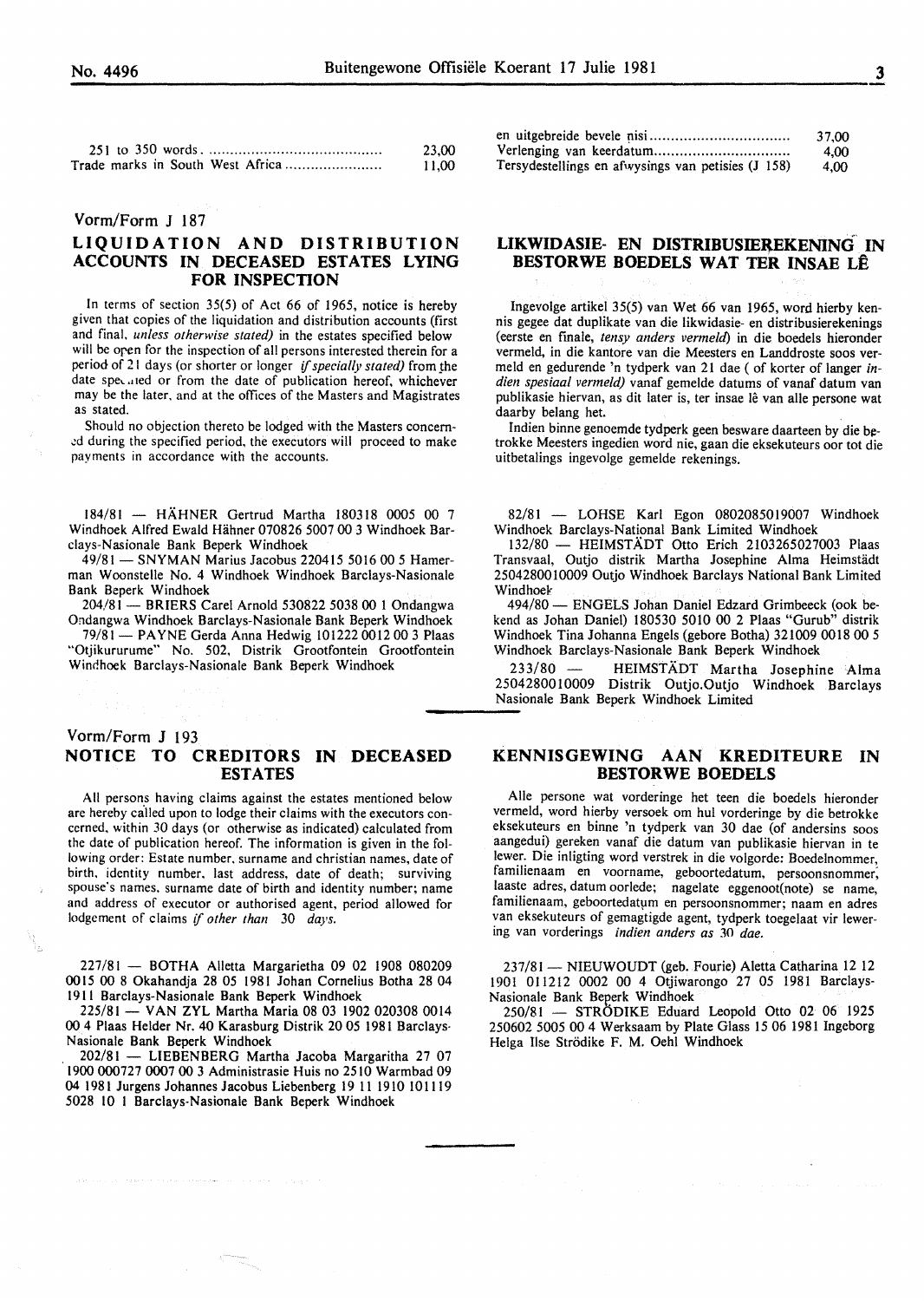| | |
|---|---|
| 251 to 350 words | 23,00 |
| Trade marks in South West Africa | 11,00 |

| | |
|---|---|
| en uitgebreide bevele nisi | 37,00 |
| Verlenging van keerdatum | 4,00 |
| Tersydestellings en afwysings van petisies (J 158) | 4,00 |

Vorm/Form J 187

## LIQUIDATION AND DISTRIBUTION ACCOUNTS IN DECEASED ESTATES LYING FOR INSPECTION

In terms of section 35(5) of Act 66 of 1965, notice is hereby given that copies of the liquidation and distribution accounts (first and final, *unless otherwise stated)* in the estates specified below will be open for the inspection of all persons interested therein for a period of 21 days (or shorter or longer *if specially stated)* from the date specified or from the date of publication hereof, whichever may be the later, and at the offices of the Masters and Magistrates as stated.

Should no objection thereto be lodged with the Masters concerned during the specified period, the executors will proceed to make payments in accordance with the accounts.

184/81 — HÄHNER Gertrud Martha 180318 0005 00 7 Windhoek Alfred Ewald Hähner 070826 5007 00 3 Windhoek Barclays-Nasionale Bank Beperk Windhoek

49/81 — SNYMAN Marius Jacobus 220415 5016 00 5 Hamerman Woonstelle No. 4 Windhoek Windhoek Barclays-Nasionale Bank Beperk Windhoek

204/81 — BRIERS Carel Arnold 530822 5038 00 1 Ondangwa Ondangwa Windhoek Barclays-Nasionale Bank Beperk Windhoek

79/81 — PAYNE Gerda Anna Hedwig 101222 0012 00 3 Plaas "Otjikururume" No. 502, Distrik Grootfontein Grootfontein Windhoek Barclays-Nasionale Bank Beperk Windhoek

## LIKWIDASIE- EN DISTRIBUSIEREKENING IN BESTORWE BOEDELS WAT TER INSAE LÊ

Ingevolge artikel 35(5) van Wet 66 van 1965, word hierby kennis gegee dat duplikate van die likwidasie- en distribusierekenings (eerste en finale, *tensy anders vermeld)* in die boedels hieronder vermeld, in die kantore van die Meesters en Landdroste soos vermeld en gedurende 'n tydperk van 21 dae ( of korter of langer *indien spesiaal vermeld)* vanaf gemelde datums of vanaf datum van publikasie hiervan, as dit later is, ter insae lê van alle persone wat daarby belang het.

Indien binne genoemde tydperk geen besware daarteen by die betrokke Meesters ingedien word nie, gaan die eksekuteurs oor tot die uitbetalings ingevolge gemelde rekenings.

82/81 — LOHSE Karl Egon 0802085019007 Windhoek Windhoek Barclays-National Bank Limited Windhoek

132/80 — HEIMSTÄDT Otto Erich 2103265027003 Plaas Transvaal, Outjo distrik Martha Josephine Alma Heimstädt 2504280010009 Outjo Windhoek Barclays National Bank Limited Windhoek

494/80 — ENGELS Johan Daniel Edzard Grimbeeck (ook bekend as Johan Daniel) 180530 5010 00 2 Plaas "Gurub" distrik Windhoek Tina Johanna Engels (gebore Botha) 321009 0018 00 5 Windhoek Barclays-Nasionale Bank Beperk Windhoek

233/80 — HEIMSTÄDT Martha Josephine Alma 2504280010009 Distrik Outjo.Outjo Windhoek Barclays Nasionale Bank Beperk Windhoek Limited

Vorm/Form J 193

## NOTICE TO CREDITORS IN DECEASED ESTATES

All persons having claims against the estates mentioned below are hereby called upon to lodge their claims with the executors concerned, within 30 days (or otherwise as indicated) calculated from the date of publication hereof. The information is given in the following order: Estate number, surname and christian names, date of birth, identity number, last address, date of death; surviving spouse's names, surname date of birth and identity number; name and address of executor or authorised agent, period allowed for lodgement of claims *if other than 30 days.*

227/81 — BOTHA Alletta Margarietha 09 02 1908 080209 0015 00 8 Okahandja 28 05 1981 Johan Cornelius Botha 28 04 1911 Barclays-Nasionale Bank Beperk Windhoek

225/81 — VAN ZYL Martha Maria 08 03 1902 020308 0014 00 4 Plaas Helder Nr. 40 Karasburg Distrik 20 05 1981 Barclays-Nasionale Bank Beperk Windhoek

202/81 — LIEBENBERG Martha Jacoba Margaritha 27 07 1900 000727 0007 00 3 Administrasie Huis no 2510 Warmbad 09 04 1981 Jurgens Johannes Jacobus Liebenberg 19 11 1910 101119 5028 10 1 Barclays-Nasionale Bank Beperk Windhoek

## KENNISGEWING AAN KREDITEURE IN BESTORWE BOEDELS

Alle persone wat vorderinge het teen die boedels hieronder vermeld, word hierby versoek om hul vorderinge by die betrokke eksekuteurs en binne 'n tydperk van 30 dae (of andersins soos aangedui) gereken vanaf die datum van publikasie hiervan in te lewer. Die inligting word verstrek in die volgorde: Boedelnommer, familienaam en voorname, geboortedatum, persoonsnommer, laaste adres, datum oorlede; nagelate eggenoot(note) se name, familienaam, geboortedatum en persoonsnommer; naam en adres van eksekuteurs of gemagtigde agent, tydperk toegelaat vir lewering van vorderings *indien anders as 30 dae.*

237/81 — NIEUWOUDT (geb. Fourie) Aletta Catharina 12 12 1901 011212 0002 00 4 Otjiwarongo 27 05 1981 Barclays-Nasionale Bank Beperk Windhoek

250/81 — STRÖDIKE Eduard Leopold Otto 02 06 1925 250602 5005 00 4 Werksaam by Plate Glass 15 06 1981 Ingeborg Helga Ilse Strödike F. M. Oehl Windhoek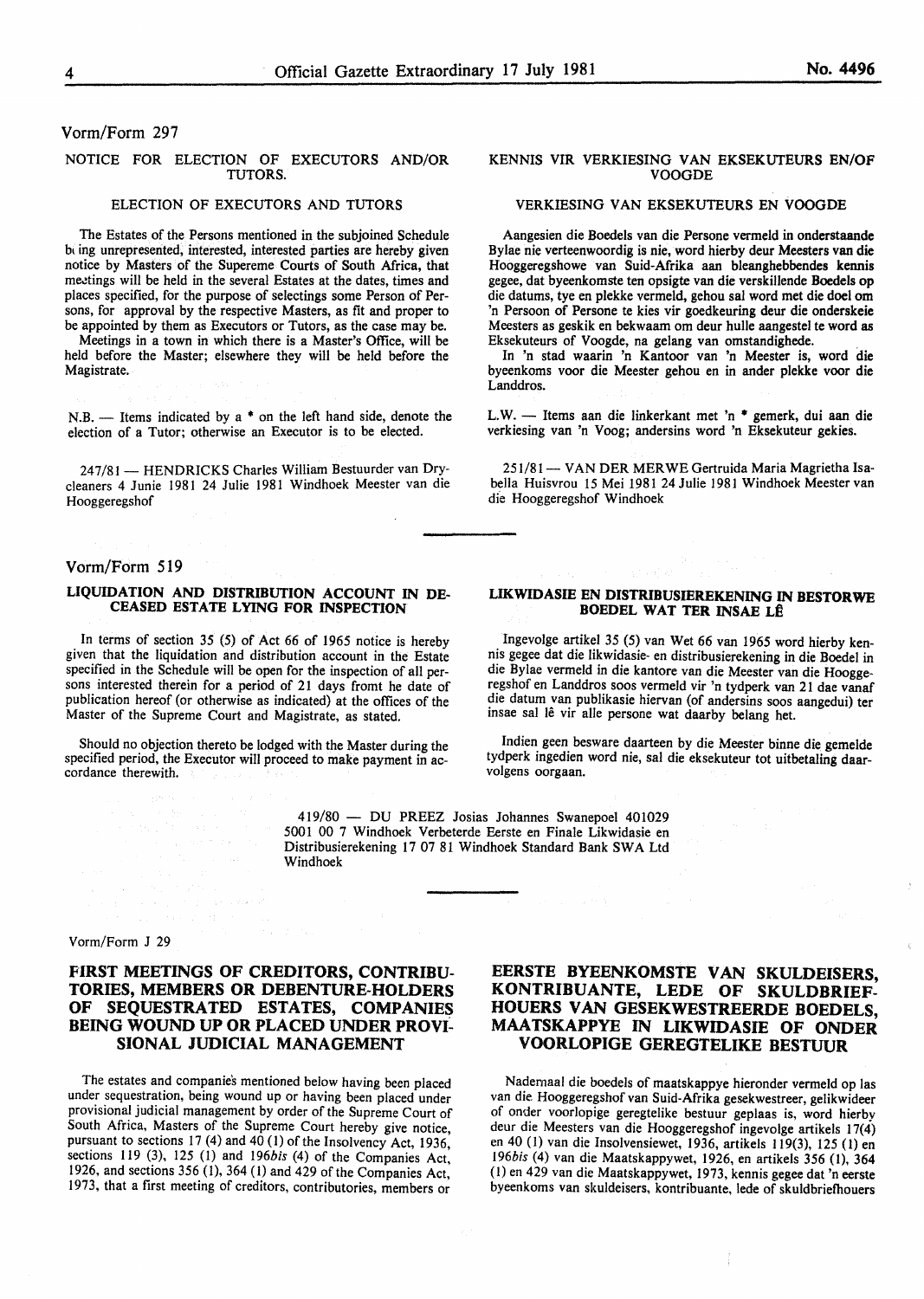Vorm/Form 297

## NOTICE FOR ELECTION OF EXECUTORS AND/OR TUTORS.

### ELECTION OF EXECUTORS AND TUTORS

The Estates of the Persons mentioned in the subjoined Schedule being unrepresented, interested, interested parties are hereby given notice by Masters of the Supereme Courts of South Africa, that meetings will be held in the several Estates at the dates, times and places specified, for the purpose of selectings some Person of Persons, for approval by the respective Masters, as fit and proper to be appointed by them as Executors or Tutors, as the case may be.

Meetings in a town in which there is a Master's Office, will be held before the Master; elsewhere they will be held before the Magistrate.

N.B. — Items indicated by a * on the left hand side, denote the election of a Tutor; otherwise an Executor is to be elected.

247/81 — HENDRICKS Charles William Bestuurder van Drycleaners 4 Junie 1981 24 Julie 1981 Windhoek Meester van die Hooggeregshof

## KENNIS VIR VERKIESING VAN EKSEKUTEURS EN/OF VOOGDE

### VERKIESING VAN EKSEKUTEURS EN VOOGDE

Aangesien die Boedels van die Persone vermeld in onderstaande Bylae nie verteenwoordig is nie, word hierby deur Meesters van die Hooggeregshowe van Suid-Afrika aan bleanghebbendes kennis gegee, dat byeenkomste ten opsigte van die verskillende Boedels op die datums, tye en plekke vermeld, gehou sal word met die doel om 'n Persoon of Persone te kies vir goedkeuring deur die onderskeie Meesters as geskik en bekwaam om deur hulle aangestel te word as Eksekuteurs of Voogde, na gelang van omstandighede.

In 'n stad waarin 'n Kantoor van 'n Meester is, word die byeenkoms voor die Meester gehou en in ander plekke voor die Landdros.

L.W. — Items aan die linkerkant met 'n * gemerk, dui aan die verkiesing van 'n Voog; andersins word 'n Eksekuteur gekies.

251/81 — VAN DER MERWE Gertruida Maria Magrietha Isabella Huisvrou 15 Mei 1981 24 Julie 1981 Windhoek Meester van die Hooggeregshof Windhoek

---

Vorm/Form 519

## LIQUIDATION AND DISTRIBUTION ACCOUNT IN DECEASED ESTATE LYING FOR INSPECTION

In terms of section 35 (5) of Act 66 of 1965 notice is hereby given that the liquidation and distribution account in the Estate specified in the Schedule will be open for the inspection of all persons interested therein for a period of 21 days fromt he date of publication hereof (or otherwise as indicated) at the offices of the Master of the Supreme Court and Magistrate, as stated.

Should no objection thereto be lodged with the Master during the specified period, the Executor will proceed to make payment in accordance therewith.

## LIKWIDASIE EN DISTRIBUSIEREKENING IN BESTORWE BOEDEL WAT TER INSAE LÊ

Ingevolge artikel 35 (5) van Wet 66 van 1965 word hierby kennis gegee dat die likwidasie- en distribusierekening in die Boedel in die Bylae vermeld in die kantore van die Meester van die Hooggeregshof en Landdros soos vermeld vir 'n tydperk van 21 dae vanaf die datum van publikasie hiervan (of andersins soos aangedui) ter insae sal lê vir alle persone wat daarby belang het.

Indien geen besware daarteen by die Meester binne die gemelde tydperk ingedien word nie, sal die eksekuteur tot uitbetaling daarvolgens oorgaan.

419/80 — DU PREEZ Josias Johannes Swanepoel 401029 5001 00 7 Windhoek Verbeterde Eerste en Finale Likwidasie en Distribusierekening 17 07 81 Windhoek Standard Bank SWA Ltd Windhoek

---

Vorm/Form J 29

## FIRST MEETINGS OF CREDITORS, CONTRIBUTORIES, MEMBERS OR DEBENTURE-HOLDERS OF SEQUESTRATED ESTATES, COMPANIES BEING WOUND UP OR PLACED UNDER PROVISIONAL JUDICIAL MANAGEMENT

The estates and companies mentioned below having been placed under sequestration, being wound up or having been placed under provisional judicial management by order of the Supreme Court of South Africa, Masters of the Supreme Court hereby give notice, pursuant to sections 17 (4) and 40 (1) of the Insolvency Act, 1936, sections 119 (3), 125 (1) and 196*bis* (4) of the Companies Act, 1926, and sections 356 (1), 364 (1) and 429 of the Companies Act, 1973, that a first meeting of creditors, contributories, members or

## EERSTE BYEENKOMSTE VAN SKULDEISERS, KONTRIBUANTE, LEDE OF SKULDBRIEFHOUERS VAN GESEKWESTREERDE BOEDELS, MAATSKAPPYE IN LIKWIDASIE OF ONDER VOORLOPIGE GEREGTELIKE BESTUUR

Nademaal die boedels of maatskappye hieronder vermeld op las van die Hooggeregshof van Suid-Afrika gesekwestreer, gelikwideer of onder voorlopige geregtelike bestuur geplaas is, word hierby deur die Meesters van die Hooggeregshof ingevolge artikels 17(4) en 40 (1) van die Insolvensiewet, 1936, artikels 119(3), 125 (1) en 196*bis* (4) van die Maatskappywet, 1926, en artikels 356 (1), 364 (1) en 429 van die Maatskappywet, 1973, kennis gegee dat 'n eerste byeenkoms van skuldeisers, kontribuante, lede of skuldbriefhouers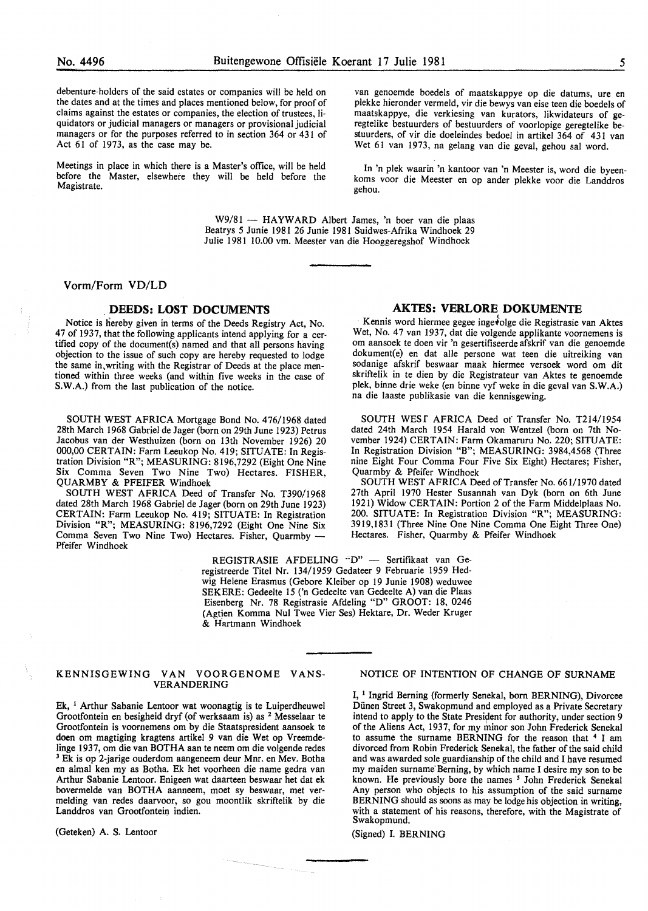debenture-holders of the said estates or companies will be held on the dates and at the times and places mentioned below, for proof of claims against the estates or companies, the election of trustees, liquidators or judicial managers or managers or provisional judicial managers or for the purposes referred to in section 364 or 431 of Act 61 of 1973, as the case may be.

Meetings in place in which there is a Master's office, will be held before the Master, elsewhere they will be held before the Magistrate.

van genoemde boedels of maatskappye op die datums, ure en plekke hieronder vermeld, vir die bewys van eise teen die boedels of maatskappye, die verkiesing van kurators, likwidateurs of geregtelike bestuurders of bestuurders of voorlopige geregtelike bestuurders, of vir die doeleindes bedoel in artikel 364 of 431 van Wet 61 van 1973, na gelang van die geval, gehou sal word.

In 'n plek waarin 'n kantoor van 'n Meester is, word die byeenkoms voor die Meester en op ander plekke voor die Landdros gehou.

W9/81 — HAYWARD Albert James, 'n boer van die plaas Beatrys 5 Junie 1981 26 Junie 1981 Suidwes-Afrika Windhoek 29 Julie 1981 10.00 vm. Meester van die Hooggeregshof Windhoek

Vorm/Form VD/LD

## DEEDS: LOST DOCUMENTS

Notice is hereby given in terms of the Deeds Registry Act, No. 47 of 1937, that the following applicants intend applying for a certified copy of the document(s) named and that all persons having objection to the issue of such copy are hereby requested to lodge the same in writing with the Registrar of Deeds at the place mentioned within three weeks (and within five weeks in the case of S.W.A.) from the last publication of the notice.

SOUTH WEST AFRICA Mortgage Bond No. 476/1968 dated 28th March 1968 Gabriel de Jager (born on 29th June 1923) Petrus Jacobus van der Westhuizen (born on 13th November 1926) 20 000,00 CERTAIN: Farm Leeukop No. 419; SITUATE: In Registration Division "R"; MEASURING: 8196,7292 (Eight One Nine Six Comma Seven Two Nine Two) Hectares. FISHER, QUARMBY & PFEIFER Windhoek

SOUTH WEST AFRICA Deed of Transfer No. T390/1968 dated 28th March 1968 Gabriel de Jager (born on 29th June 1923) CERTAIN: Farm Leeukop No. 419; SITUATE: In Registration Division "R"; MEASURING: 8196,7292 (Eight One Nine Six Comma Seven Two Nine Two) Hectares. Fisher, Quarmby — Pfeifer Windhoek

## AKTES: VERLORE DOKUMENTE

Kennis word hiermee gegee ingevolge die Registrasie van Aktes Wet, No. 47 van 1937, dat die volgende applikante voornemens is om aansoek te doen vir 'n gesertifiseerde afskrif van die genoemde dokument(e) en dat alle persone wat teen die uitreiking van sodanige afskrif beswaar maak hiermee versoek word om dit skriftelik in te dien by die Registrateur van Aktes te genoemde plek, binne drie weke (en binne vyf weke in die geval van S.W.A.) na die laaste publikasie van die kennisgewing.

SOUTH WEST AFRICA Deed of Transfer No. T214/1954 dated 24th March 1954 Harald von Wentzel (born on 7th November 1924) CERTAIN: Farm Okamaruru No. 220; SITUATE: In Registration Division "B"; MEASURING: 3984,4568 (Three nine Eight Four Comma Four Five Six Eight) Hectares; Fisher, Quarmby & Pfeifer Windhoek

SOUTH WEST AFRICA Deed of Transfer No. 661/1970 dated 27th April 1970 Hester Susannah van Dyk (born on 6th June 1921) Widow CERTAIN: Portion 2 of the Farm Middelplaas No. 200. SITUATE: In Registration Division "R"; MEASURING: 3919,1831 (Three Nine One Nine Comma One Eight Three One) Hectares. Fisher, Quarmby & Pfeifer Windhoek

REGISTRASIE AFDELING "D" — Sertifikaat van Geregistreerde Titel Nr. 134/1959 Gedateer 9 Februarie 1959 Hedwig Helene Erasmus (Gebore Kleiber op 19 Junie 1908) weduwee SEKERE: Gedeelte 15 ('n Gedeelte van Gedeelte A) van die Plaas Eisenberg Nr. 78 Registrasie Afdeling "D" GROOT: 18, 0246 (Agtien Komma Nul Twee Vier Ses) Hektare, Dr. Weder Kruger & Hartmann Windhoek

### KENNISGEWING VAN VOORGENOME VANSVERANDERING

Ek, [1] Arthur Sabanie Lentoor wat woonagtig is te Luiperdheuwel Grootfontein en besigheid dryf (of werksaam is) as [2] Messelaar te Grootfontein is voornemens om by die Staatspresident aansoek te doen om magtiging kragtens artikel 9 van die Wet op Vreemdelinge 1937, om die van BOTHA aan te neem om die volgende redes [3] Ek is op 2-jarige ouderdom aangeneem deur Mnr. en Mev. Botha en almal ken my as Botha. Ek het voorheen die name gedra van Arthur Sabanie Lentoor. Enigeen wat daarteen beswaar het dat ek bovermelde van BOTHA aanneem, moet sy beswaar, met vermelding van redes daarvoor, so gou moontlik skriftelik by die Landdros van Grootfontein indien.

(Geteken) A. S. Lentoor

### NOTICE OF INTENTION OF CHANGE OF SURNAME

I, [1] Ingrid Berning (formerly Senekal, born BERNING), Divorcee Dünen Street 3, Swakopmund and employed as a Private Secretary intend to apply to the State President for authority, under section 9 of the Aliens Act, 1937, for my minor son John Frederick Senekal to assume the surname BERNING for the reason that [4] I am divorced from Robin Frederick Senekal, the father of the said child and was awarded sole guardianship of the child and I have resumed my maiden surname Berning, by which name I desire my son to be known. He previously bore the names [5] John Frederick Senekal Any person who objects to his assumption of the said surname BERNING should as soon as may be lodge his objection in writing, with a statement of his reasons, therefore, with the Magistrate of Swakopmund.

(Signed) I. BERNING